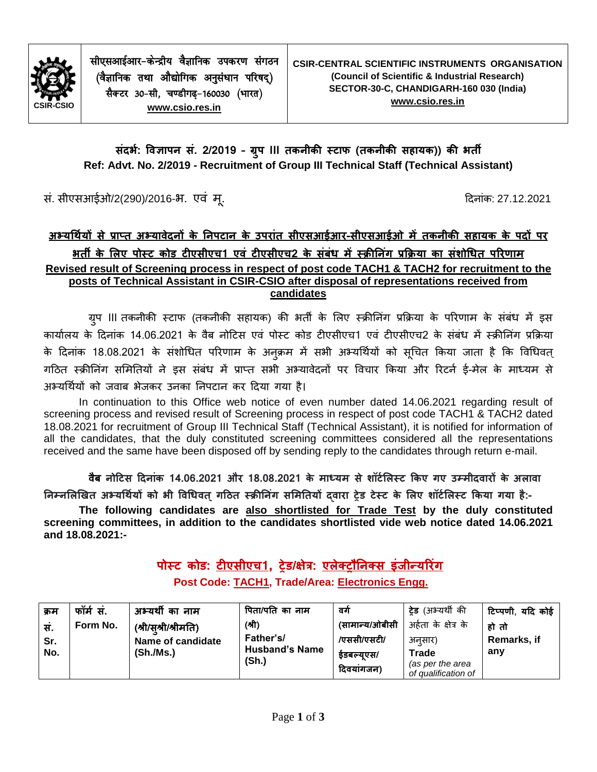सीएसआईआर-केन्द्रीय वैज्ञानिक उपकरण संगठन
(वैज्ञानिक तथा औद्योगिक अनुसंधान परिषद्)
सैक्टर 30-सी, चण्डीगढ़-160030 (भारत)
www.csio.res.in

CSIR-CENTRAL SCIENTIFIC INSTRUMENTS ORGANISATION
(Council of Scientific & Industrial Research)
SECTOR-30-C, CHANDIGARH-160 030 (India)
www.csio.res.in

**संदर्भ: विज्ञापन सं. 2/2019 - ग्रुप III तकनीकी स्टाफ (तकनीकी सहायक)) की भर्ती**
**Ref: Advt. No. 2/2019 - Recruitment of Group III Technical Staff (Technical Assistant)**

सं. सीएसआईओ/2(290)/2016-भ. एवं मू. | दिनांक: 27.12.2021

**अभ्यर्थियों से प्राप्त अभ्यावेदनों के निपटान के उपरांत सीएसआईआर-सीएसआईओ में तकनीकी सहायक के पदों पर भर्ती के लिए पोस्ट कोड टीएसीएच1 एवं टीएसीएच2 के संबंध में स्क्रीनिंग प्रक्रिया का संशोधित परिणाम**
**Revised result of Screening process in respect of post code TACH1 & TACH2 for recruitment to the posts of Technical Assistant in CSIR-CSIO after disposal of representations received from candidates**

ग्रुप III तकनीकी स्टाफ (तकनीकी सहायक) की भर्ती के लिए स्क्रीनिंग प्रक्रिया के परिणाम के संबंध में इस कार्यालय के दिनांक 14.06.2021 के वैब नोटिस एवं पोस्ट कोड टीएसीएच1 एवं टीएसीएच2 के संबंध में स्क्रीनिंग प्रक्रिया के दिनांक 18.08.2021 के संशोधित परिणाम के अनुक्रम में सभी अभ्यर्थियों को सूचित किया जाता है कि विधिवत् गठित स्क्रीनिंग समितियों ने इस संबंध में प्राप्त सभी अभ्यावेदनों पर विचार किया और रिटर्न ई-मेल के माध्यम से अभ्यर्थियों को जवाब भेजकर उनका निपटान कर दिया गया है।

In continuation to this Office web notice of even number dated 14.06.2021 regarding result of screening process and revised result of Screening process in respect of post code TACH1 & TACH2 dated 18.08.2021 for recruitment of Group III Technical Staff (Technical Assistant), it is notified for information of all the candidates, that the duly constituted screening committees considered all the representations received and the same have been disposed off by sending reply to the candidates through return e-mail.

**वैब नोटिस दिनांक 14.06.2021 और 18.08.2021 के माध्यम से शॉर्टलिस्ट किए गए उम्मीदवारों के अलावा निम्नलिखित अभ्यर्थियों को भी विधिवत् गठित स्क्रीनिंग समितियों द्वारा ट्रेड टेस्ट के लिए शॉर्टलिस्ट किया गया है:-**

**The following candidates are also shortlisted for Trade Test by the duly constituted screening committees, in addition to the candidates shortlisted vide web notice dated 14.06.2021 and 18.08.2021:-**

## पोस्ट कोड: टीएसीएच1, ट्रेड/क्षेत्र: एलेक्ट्रौनिक्स इंजीन्यरिंग
**Post Code: TACH1, Trade/Area: Electronics Engg.**

| क्रम सं. Sr. No. | फॉर्म सं. Form No. | अभ्यर्थी का नाम (श्री/सुश्री/श्रीमति) Name of candidate (Sh./Ms.) | पिता/पति का नाम (श्री) Father's/ Husband's Name (Sh.) | वर्ग (सामान्य/ओबीसी /एससी/एसटी/ ईडबल्यूएस/ दिवयांगजन) | ट्रेड (अभ्यर्थी की अर्हता के क्षेत्र के अनुसार) Trade (as per the area of qualification of | टिप्पणी, यदि कोई हो तो Remarks, if any |
|---|---|---|---|---|---|---|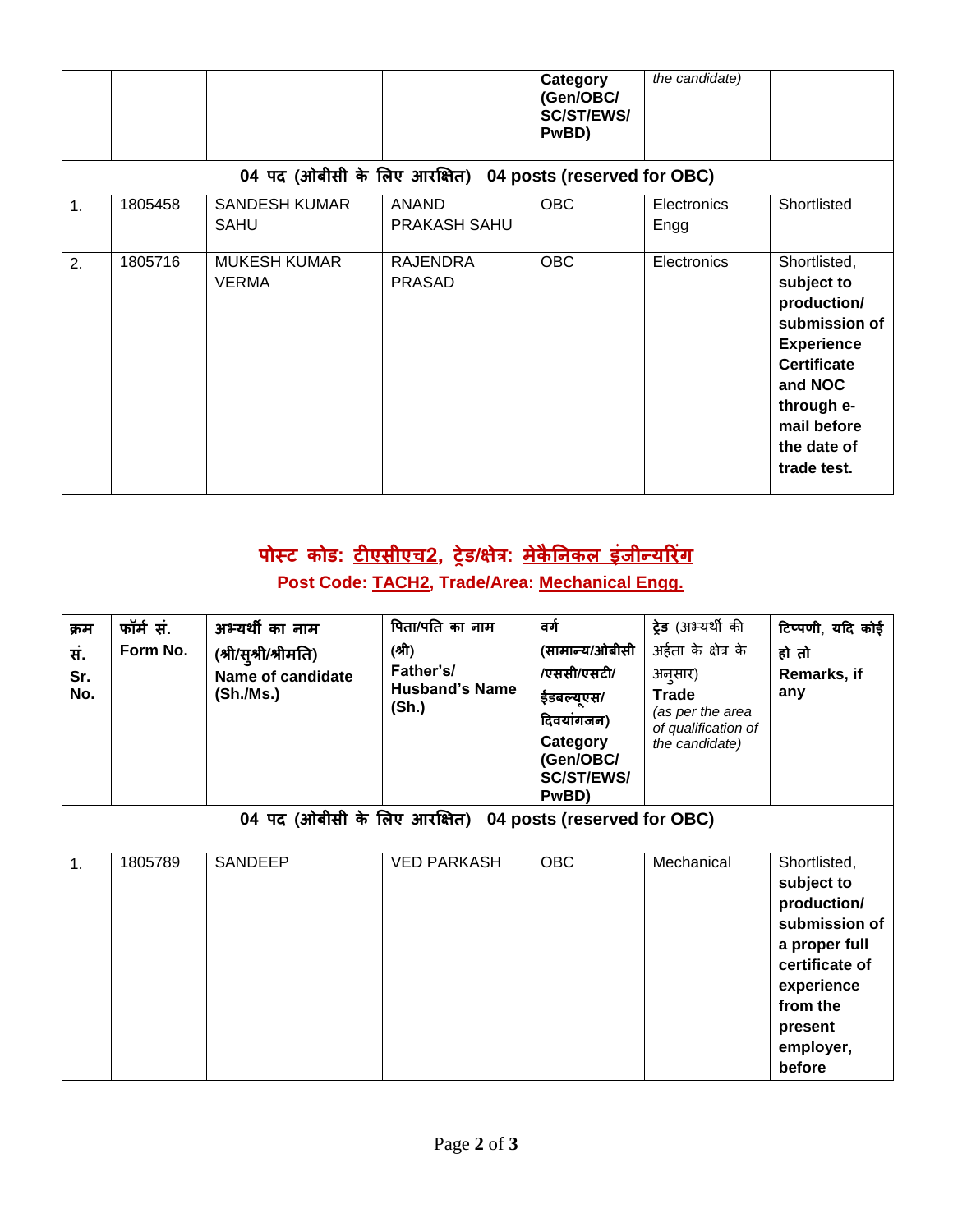| | | | | Category (Gen/OBC/ SC/ST/EWS/ PwBD) | *the candidate)* | |
|---|---|---|---|---|---|---|
| **04 पद (ओबीसी के लिए आरक्षित) 04 posts (reserved for OBC)** | | | | | | |
| 1. | 1805458 | SANDESH KUMAR SAHU | ANAND PRAKASH SAHU | OBC | Electronics Engg | Shortlisted |
| 2. | 1805716 | MUKESH KUMAR VERMA | RAJENDRA PRASAD | OBC | Electronics | Shortlisted, **subject to production/ submission of Experience Certificate and NOC through e-mail before the date of trade test.** |

## पोस्ट कोड: टीएसीएच2, ट्रेड/क्षेत्र: मेकैनिकल इंजीन्यरिंग

### Post Code: TACH2, Trade/Area: Mechanical Engg.

| क्रम सं. Sr. No. | फॉर्म सं. Form No. | अभ्यर्थी का नाम (श्री/सुश्री/श्रीमति) Name of candidate (Sh./Ms.) | पिता/पति का नाम (श्री) Father's/ Husband's Name (Sh.) | वर्ग (सामान्य/ओबीसी /एससी/एसटी/ ईडबल्यूएस/ दिवयांगजन) Category (Gen/OBC/ SC/ST/EWS/ PwBD) | ट्रेड (अभ्यर्थी की अर्हता के क्षेत्र के अनुसार) Trade *(as per the area of qualification of the candidate)* | टिप्पणी, यदि कोई हो तो Remarks, if any |
|---|---|---|---|---|---|---|
| **04 पद (ओबीसी के लिए आरक्षित) 04 posts (reserved for OBC)** | | | | | | |
| 1. | 1805789 | SANDEEP | VED PARKASH | OBC | Mechanical | Shortlisted, **subject to production/ submission of a proper full certificate of experience from the present employer, before** |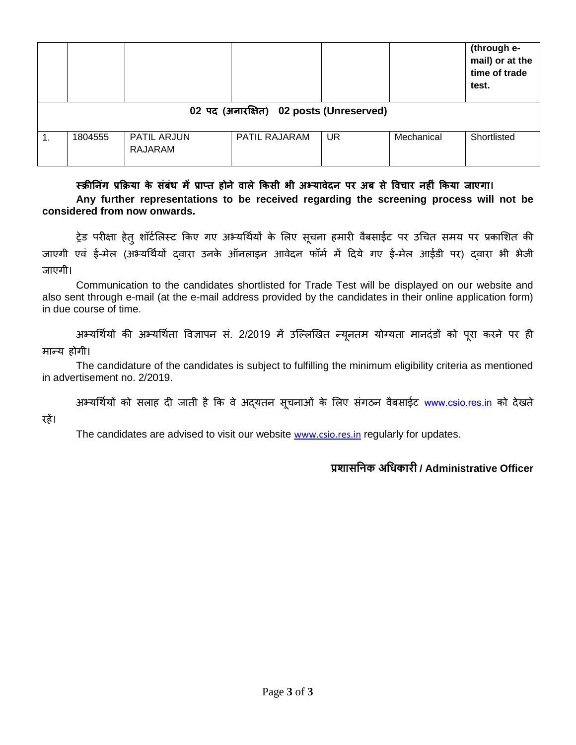| | | | | | | |
|---|---|---|---|---|---|---|
| | | | | | | **(through e-mail) or at the time of trade test.** |
| **02 पद (अनारक्षित) 02 posts (Unreserved)** | | | | | | |
| 1. | 1804555 | PATIL ARJUN RAJARAM | PATIL RAJARAM | UR | Mechanical | Shortlisted |

**स्क्रीनिंग प्रक्रिया के संबंध में प्राप्त होने वाले किसी भी अभ्यावेदन पर अब से विचार नहीं किया जाएगा।**

**Any further representations to be received regarding the screening process will not be considered from now onwards.**

ट्रेड परीक्षा हेतु शॉर्टलिस्ट किए गए अभ्यर्थियों के लिए सूचना हमारी वैबसाईट पर उचित समय पर प्रकाशित की जाएगी एवं ई-मेल (अभ्यर्थियों द्वारा उनके ऑनलाइन आवेदन फॉर्म में दिये गए ई-मेल आईडी पर) द्वारा भी भेजी जाएगी।

Communication to the candidates shortlisted for Trade Test will be displayed on our website and also sent through e-mail (at the e-mail address provided by the candidates in their online application form) in due course of time.

अभ्यर्थियों की अभ्यर्थिता विज्ञापन सं. 2/2019 में उल्लिखित न्यूनतम योग्यता मानदंडों को पूरा करने पर ही मान्य होगी।

The candidature of the candidates is subject to fulfilling the minimum eligibility criteria as mentioned in advertisement no. 2/2019.

अभ्यर्थियों को सलाह दी जाती है कि वे अद्यतन सूचनाओं के लिए संगठन वैबसाईट www.csio.res.in को देखते रहें।

The candidates are advised to visit our website www.csio.res.in regularly for updates.

**प्रशासनिक अधिकारी / Administrative Officer**